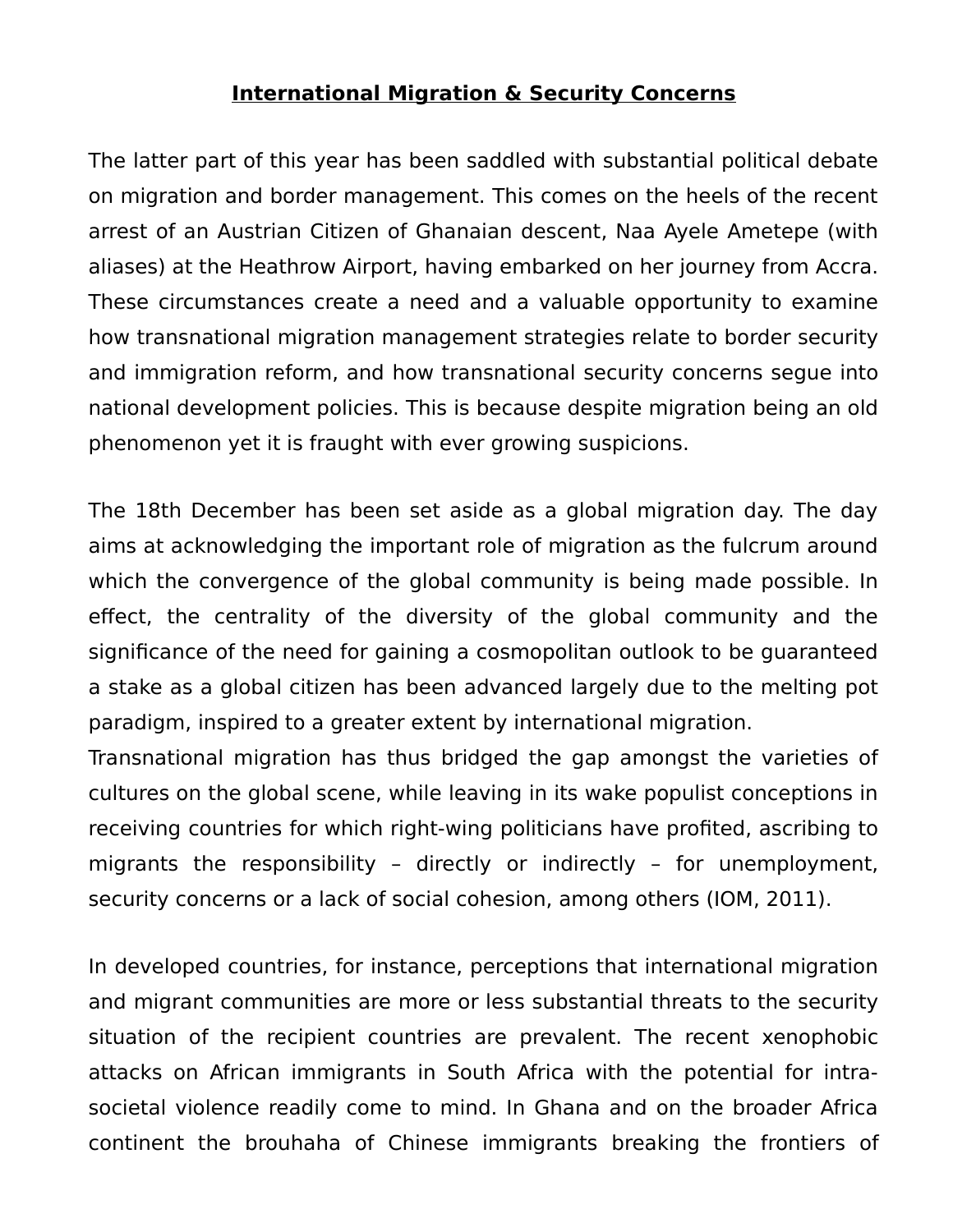# **International Migration & Security Concerns**

The latter part of this year has been saddled with substantial political debate on migration and border management. This comes on the heels of the recent arrest of an Austrian Citizen of Ghanaian descent, Naa Ayele Ametepe (with aliases) at the Heathrow Airport, having embarked on her journey from Accra. These circumstances create a need and a valuable opportunity to examine how transnational migration management strategies relate to border security and immigration reform, and how transnational security concerns segue into national development policies. This is because despite migration being an old phenomenon yet it is fraught with ever growing suspicions.

The 18th December has been set aside as a global migration day. The day aims at acknowledging the important role of migration as the fulcrum around which the convergence of the global community is being made possible. In effect, the centrality of the diversity of the global community and the significance of the need for gaining a cosmopolitan outlook to be guaranteed a stake as a global citizen has been advanced largely due to the melting pot paradigm, inspired to a greater extent by international migration.

Transnational migration has thus bridged the gap amongst the varieties of cultures on the global scene, while leaving in its wake populist conceptions in receiving countries for which right-wing politicians have profited, ascribing to migrants the responsibility – directly or indirectly – for unemployment, security concerns or a lack of social cohesion, among others (IOM, 2011).

In developed countries, for instance, perceptions that international migration and migrant communities are more or less substantial threats to the security situation of the recipient countries are prevalent. The recent xenophobic attacks on African immigrants in South Africa with the potential for intra-societal violence readily come to mind. In Ghana and on the broader Africa continent the brouhaha of Chinese immigrants breaking the frontiers of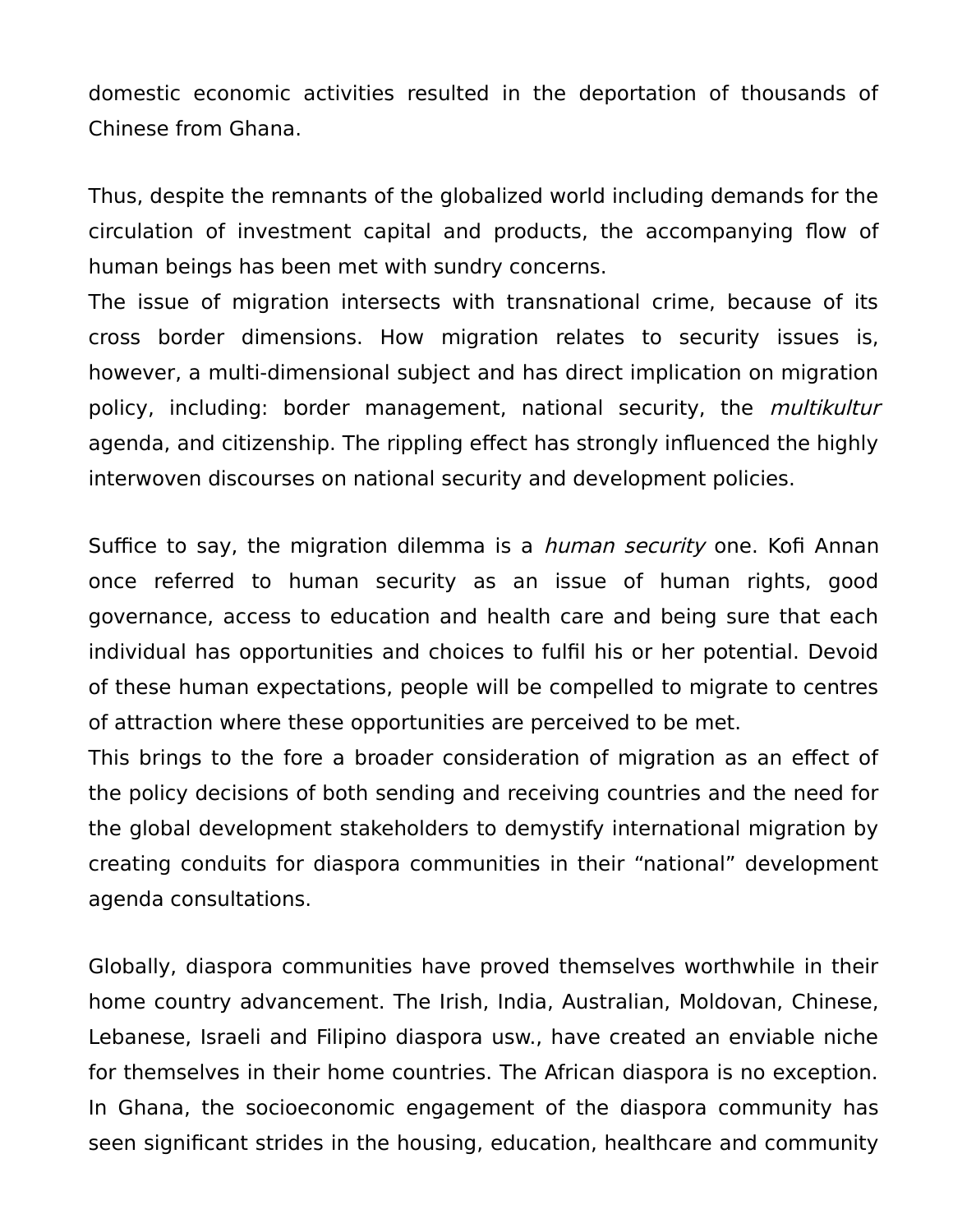domestic economic activities resulted in the deportation of thousands of Chinese from Ghana.

Thus, despite the remnants of the globalized world including demands for the circulation of investment capital and products, the accompanying flow of human beings has been met with sundry concerns.
The issue of migration intersects with transnational crime, because of its cross border dimensions. How migration relates to security issues is, however, a multi-dimensional subject and has direct implication on migration policy, including: border management, national security, the *multikultur* agenda, and citizenship. The rippling effect has strongly influenced the highly interwoven discourses on national security and development policies.

Suffice to say, the migration dilemma is a *human security* one. Kofi Annan once referred to human security as an issue of human rights, good governance, access to education and health care and being sure that each individual has opportunities and choices to fulfil his or her potential. Devoid of these human expectations, people will be compelled to migrate to centres of attraction where these opportunities are perceived to be met.
This brings to the fore a broader consideration of migration as an effect of the policy decisions of both sending and receiving countries and the need for the global development stakeholders to demystify international migration by creating conduits for diaspora communities in their “national” development agenda consultations.

Globally, diaspora communities have proved themselves worthwhile in their home country advancement. The Irish, India, Australian, Moldovan, Chinese, Lebanese, Israeli and Filipino diaspora usw., have created an enviable niche for themselves in their home countries. The African diaspora is no exception. In Ghana, the socioeconomic engagement of the diaspora community has seen significant strides in the housing, education, healthcare and community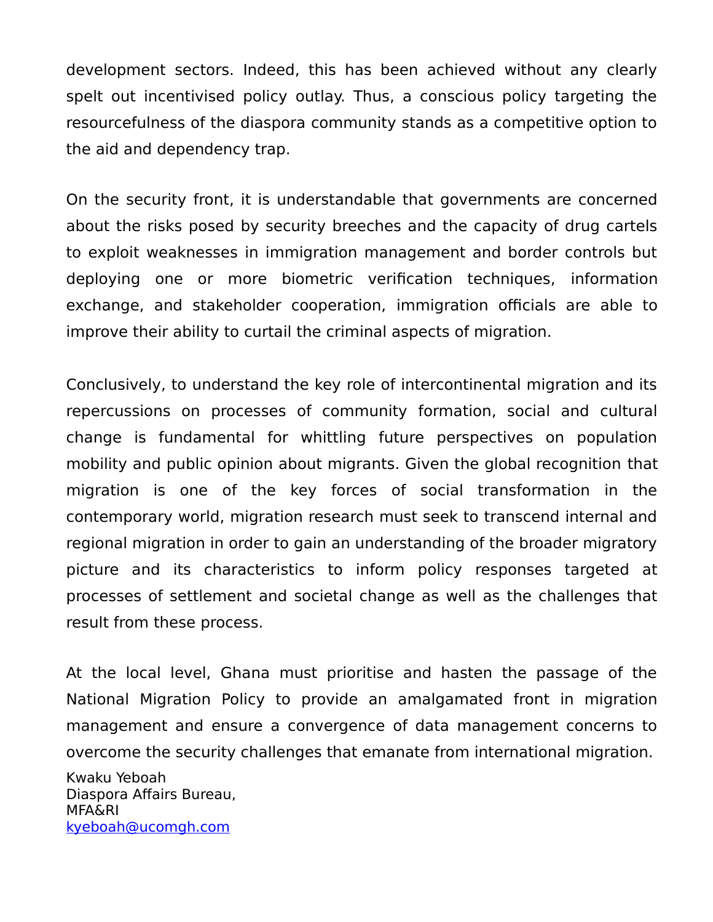development sectors. Indeed, this has been achieved without any clearly spelt out incentivised policy outlay. Thus, a conscious policy targeting the resourcefulness of the diaspora community stands as a competitive option to the aid and dependency trap.

On the security front, it is understandable that governments are concerned about the risks posed by security breeches and the capacity of drug cartels to exploit weaknesses in immigration management and border controls but deploying one or more biometric verification techniques, information exchange, and stakeholder cooperation, immigration officials are able to improve their ability to curtail the criminal aspects of migration.

Conclusively, to understand the key role of intercontinental migration and its repercussions on processes of community formation, social and cultural change is fundamental for whittling future perspectives on population mobility and public opinion about migrants. Given the global recognition that migration is one of the key forces of social transformation in the contemporary world, migration research must seek to transcend internal and regional migration in order to gain an understanding of the broader migratory picture and its characteristics to inform policy responses targeted at processes of settlement and societal change as well as the challenges that result from these process.

At the local level, Ghana must prioritise and hasten the passage of the National Migration Policy to provide an amalgamated front in migration management and ensure a convergence of data management concerns to overcome the security challenges that emanate from international migration.

Kwaku Yeboah
Diaspora Affairs Bureau,
MFA&RI
kyeboah@ucomgh.com